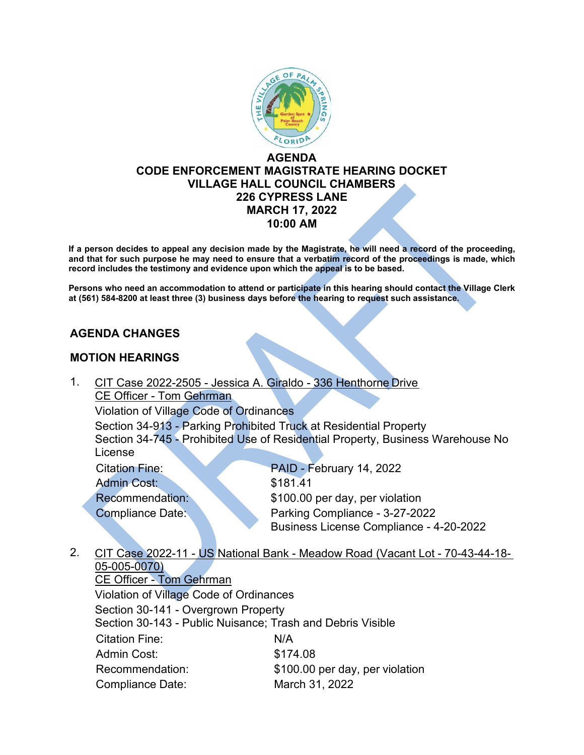# AGENDA
## CODE ENFORCEMENT MAGISTRATE HEARING DOCKET
## VILLAGE HALL COUNCIL CHAMBERS
## 226 CYPRESS LANE
## MARCH 17, 2022
## 10:00 AM

**If a person decides to appeal any decision made by the Magistrate, he will need a record of the proceeding, and that for such purpose he may need to ensure that a verbatim record of the proceedings is made, which record includes the testimony and evidence upon which the appeal is to be based.**

**Persons who need an accommodation to attend or participate in this hearing should contact the Village Clerk at (561) 584-8200 at least three (3) business days before the hearing to request such assistance.**

## AGENDA CHANGES

## MOTION HEARINGS

1. CIT Case 2022-2505 - Jessica A. Giraldo - 336 Henthorne Drive
   CE Officer - Tom Gehrman
   Violation of Village Code of Ordinances
   Section 34-913 - Parking Prohibited Truck at Residential Property
   Section 34-745 - Prohibited Use of Residential Property, Business Warehouse No License

   | | |
   |---|---|
   | Citation Fine: | PAID - February 14, 2022 |
   | Admin Cost: | $181.41 |
   | Recommendation: | $100.00 per day, per violation |
   | Compliance Date: | Parking Compliance - 3-27-2022<br>Business License Compliance - 4-20-2022 |

2. CIT Case 2022-11 - US National Bank - Meadow Road (Vacant Lot - 70-43-44-18-05-005-0070)
   CE Officer - Tom Gehrman
   Violation of Village Code of Ordinances
   Section 30-141 - Overgrown Property
   Section 30-143 - Public Nuisance; Trash and Debris Visible

   | | |
   |---|---|
   | Citation Fine: | N/A |
   | Admin Cost: | $174.08 |
   | Recommendation: | $100.00 per day, per violation |
   | Compliance Date: | March 31, 2022 |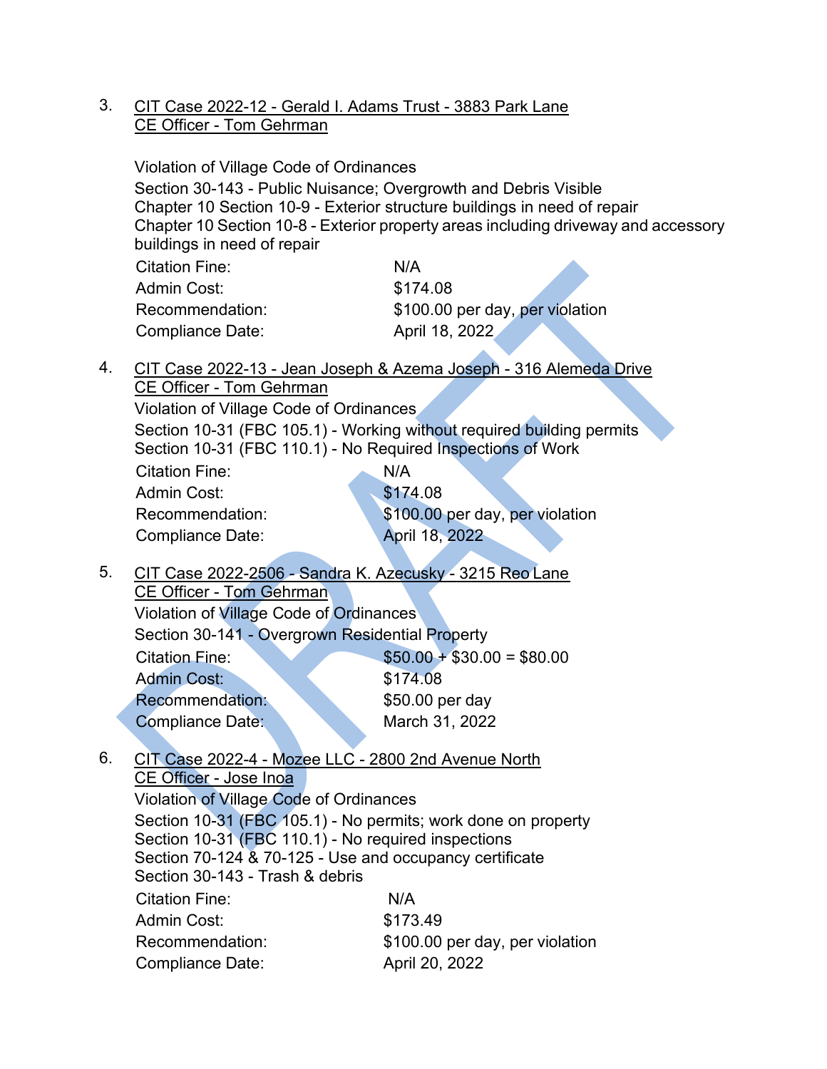3. <u>CIT Case 2022-12 - Gerald I. Adams Trust - 3883 Park Lane</u>
   <u>CE Officer - Tom Gehrman</u>

   Violation of Village Code of Ordinances
   Section 30-143 - Public Nuisance; Overgrowth and Debris Visible
   Chapter 10 Section 10-9 - Exterior structure buildings in need of repair
   Chapter 10 Section 10-8 - Exterior property areas including driveway and accessory buildings in need of repair

   | | |
   |---|---|
   | Citation Fine: | N/A |
   | Admin Cost: | $174.08 |
   | Recommendation: | $100.00 per day, per violation |
   | Compliance Date: | April 18, 2022 |

4. <u>CIT Case 2022-13 - Jean Joseph & Azema Joseph - 316 Alemeda Drive</u>
   <u>CE Officer - Tom Gehrman</u>
   Violation of Village Code of Ordinances
   Section 10-31 (FBC 105.1) - Working without required building permits
   Section 10-31 (FBC 110.1) - No Required Inspections of Work

   | | |
   |---|---|
   | Citation Fine: | N/A |
   | Admin Cost: | $174.08 |
   | Recommendation: | $100.00 per day, per violation |
   | Compliance Date: | April 18, 2022 |

5. <u>CIT Case 2022-2506 - Sandra K. Azecusky - 3215 Reo Lane</u>
   <u>CE Officer - Tom Gehrman</u>
   Violation of Village Code of Ordinances
   Section 30-141 - Overgrown Residential Property

   | | |
   |---|---|
   | Citation Fine: | $50.00 + $30.00 = $80.00 |
   | Admin Cost: | $174.08 |
   | Recommendation: | $50.00 per day |
   | Compliance Date: | March 31, 2022 |

6. <u>CIT Case 2022-4 - Mozee LLC - 2800 2nd Avenue North</u>
   <u>CE Officer - Jose Inoa</u>
   Violation of Village Code of Ordinances
   Section 10-31 (FBC 105.1) - No permits; work done on property
   Section 10-31 (FBC 110.1) - No required inspections
   Section 70-124 & 70-125 - Use and occupancy certificate
   Section 30-143 - Trash & debris

   | | |
   |---|---|
   | Citation Fine: | N/A |
   | Admin Cost: | $173.49 |
   | Recommendation: | $100.00 per day, per violation |
   | Compliance Date: | April 20, 2022 |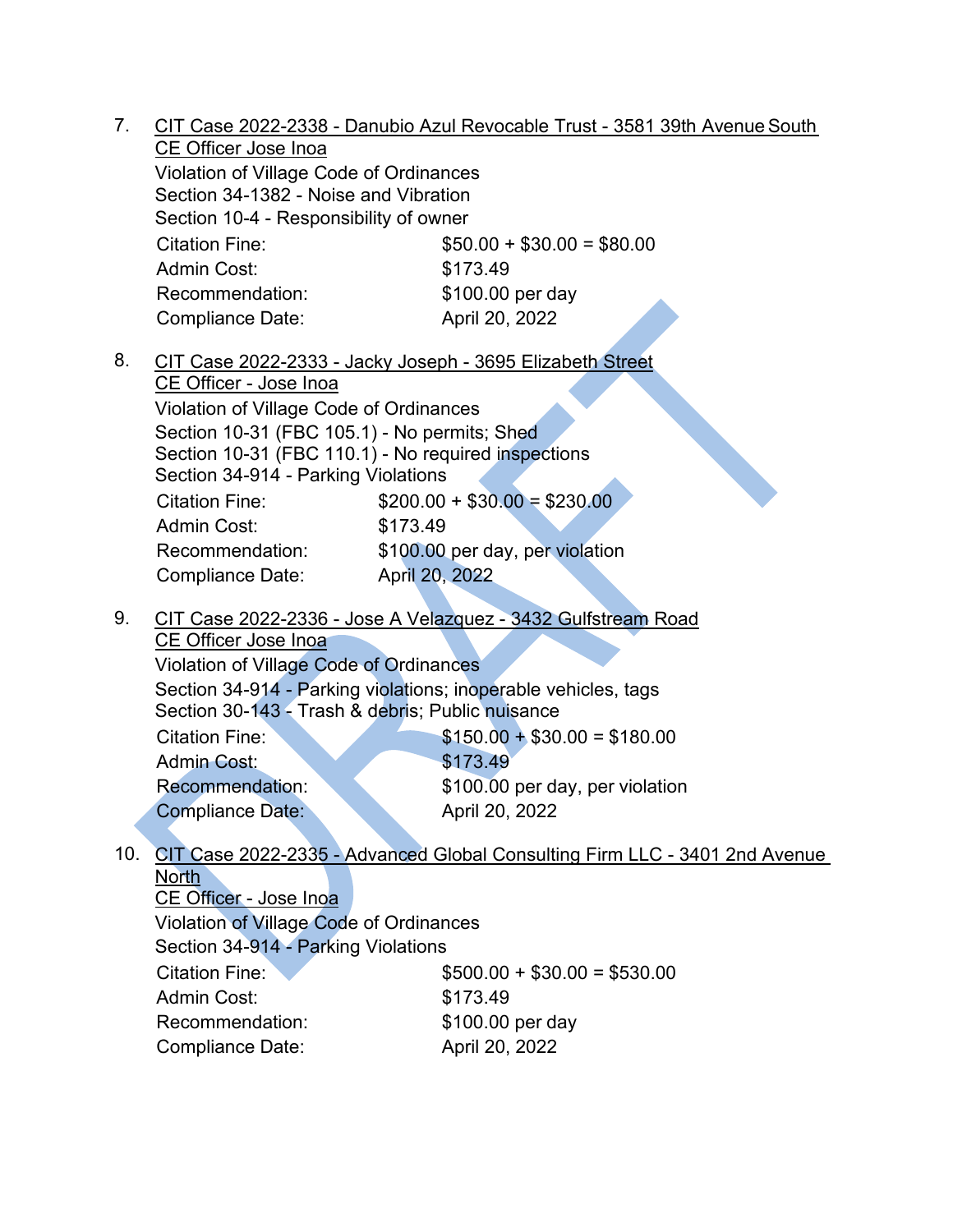7. <u>CIT Case 2022-2338 - Danubio Azul Revocable Trust - 3581 39th Avenue South</u>
   <u>CE Officer Jose Inoa</u>
   Violation of Village Code of Ordinances
   Section 34-1382 - Noise and Vibration
   Section 10-4 - Responsibility of owner

   | | |
   |---|---|
   | Citation Fine: | $50.00 + $30.00 = $80.00 |
   | Admin Cost: | $173.49 |
   | Recommendation: | $100.00 per day |
   | Compliance Date: | April 20, 2022 |

8. <u>CIT Case 2022-2333 - Jacky Joseph - 3695 Elizabeth Street</u>
   <u>CE Officer - Jose Inoa</u>
   Violation of Village Code of Ordinances
   Section 10-31 (FBC 105.1) - No permits; Shed
   Section 10-31 (FBC 110.1) - No required inspections
   Section 34-914 - Parking Violations

   | | |
   |---|---|
   | Citation Fine: | $200.00 + $30.00 = $230.00 |
   | Admin Cost: | $173.49 |
   | Recommendation: | $100.00 per day, per violation |
   | Compliance Date: | April 20, 2022 |

9. <u>CIT Case 2022-2336 - Jose A Velazquez - 3432 Gulfstream Road</u>
   <u>CE Officer Jose Inoa</u>
   Violation of Village Code of Ordinances
   Section 34-914 - Parking violations; inoperable vehicles, tags
   Section 30-143 - Trash & debris; Public nuisance

   | | |
   |---|---|
   | Citation Fine: | $150.00 + $30.00 = $180.00 |
   | Admin Cost: | $173.49 |
   | Recommendation: | $100.00 per day, per violation |
   | Compliance Date: | April 20, 2022 |

10. <u>CIT Case 2022-2335 - Advanced Global Consulting Firm LLC - 3401 2nd Avenue North</u>
    <u>CE Officer - Jose Inoa</u>
    Violation of Village Code of Ordinances
    Section 34-914 - Parking Violations

    | | |
    |---|---|
    | Citation Fine: | $500.00 + $30.00 = $530.00 |
    | Admin Cost: | $173.49 |
    | Recommendation: | $100.00 per day |
    | Compliance Date: | April 20, 2022 |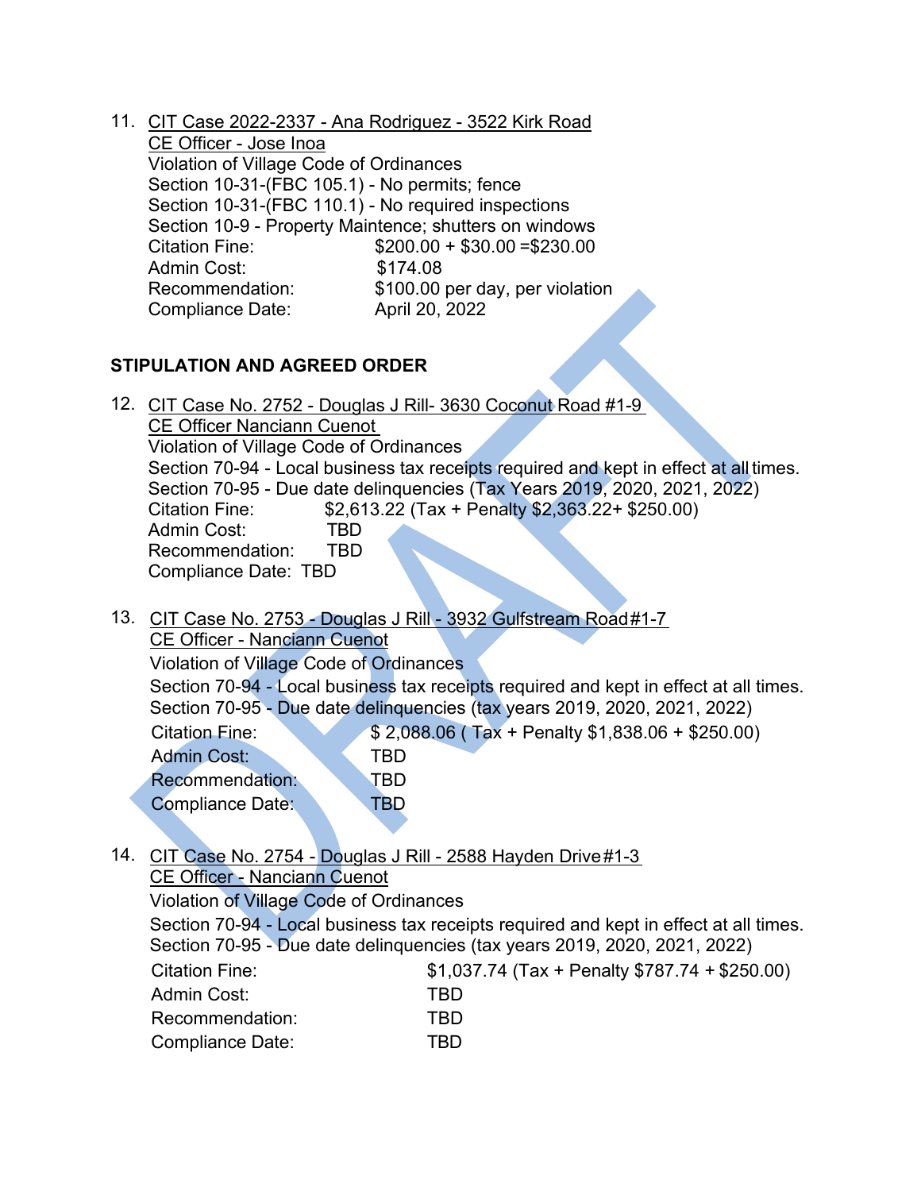11. CIT Case 2022-2337 - Ana Rodriguez - 3522 Kirk Road
    CE Officer - Jose Inoa
    Violation of Village Code of Ordinances
    Section 10-31-(FBC 105.1) - No permits; fence
    Section 10-31-(FBC 110.1) - No required inspections
    Section 10-9 - Property Maintence; shutters on windows
    Citation Fine: $200.00 + $30.00 =$230.00
    Admin Cost: $174.08
    Recommendation: $100.00 per day, per violation
    Compliance Date: April 20, 2022

**STIPULATION AND AGREED ORDER**

12. CIT Case No. 2752 - Douglas J Rill- 3630 Coconut Road #1-9
    CE Officer Nanciann Cuenot
    Violation of Village Code of Ordinances
    Section 70-94 - Local business tax receipts required and kept in effect at all times.
    Section 70-95 - Due date delinquencies (Tax Years 2019, 2020, 2021, 2022)
    Citation Fine: $2,613.22 (Tax + Penalty $2,363.22+ $250.00)
    Admin Cost: TBD
    Recommendation: TBD
    Compliance Date: TBD

13. CIT Case No. 2753 - Douglas J Rill - 3932 Gulfstream Road#1-7
    CE Officer - Nanciann Cuenot
    Violation of Village Code of Ordinances
    Section 70-94 - Local business tax receipts required and kept in effect at all times.
    Section 70-95 - Due date delinquencies (tax years 2019, 2020, 2021, 2022)
    Citation Fine: $ 2,088.06 ( Tax + Penalty $1,838.06 + $250.00)
    Admin Cost: TBD
    Recommendation: TBD
    Compliance Date: TBD

14. CIT Case No. 2754 - Douglas J Rill - 2588 Hayden Drive#1-3
    CE Officer - Nanciann Cuenot
    Violation of Village Code of Ordinances
    Section 70-94 - Local business tax receipts required and kept in effect at all times.
    Section 70-95 - Due date delinquencies (tax years 2019, 2020, 2021, 2022)
    Citation Fine: $1,037.74 (Tax + Penalty $787.74 + $250.00)
    Admin Cost: TBD
    Recommendation: TBD
    Compliance Date: TBD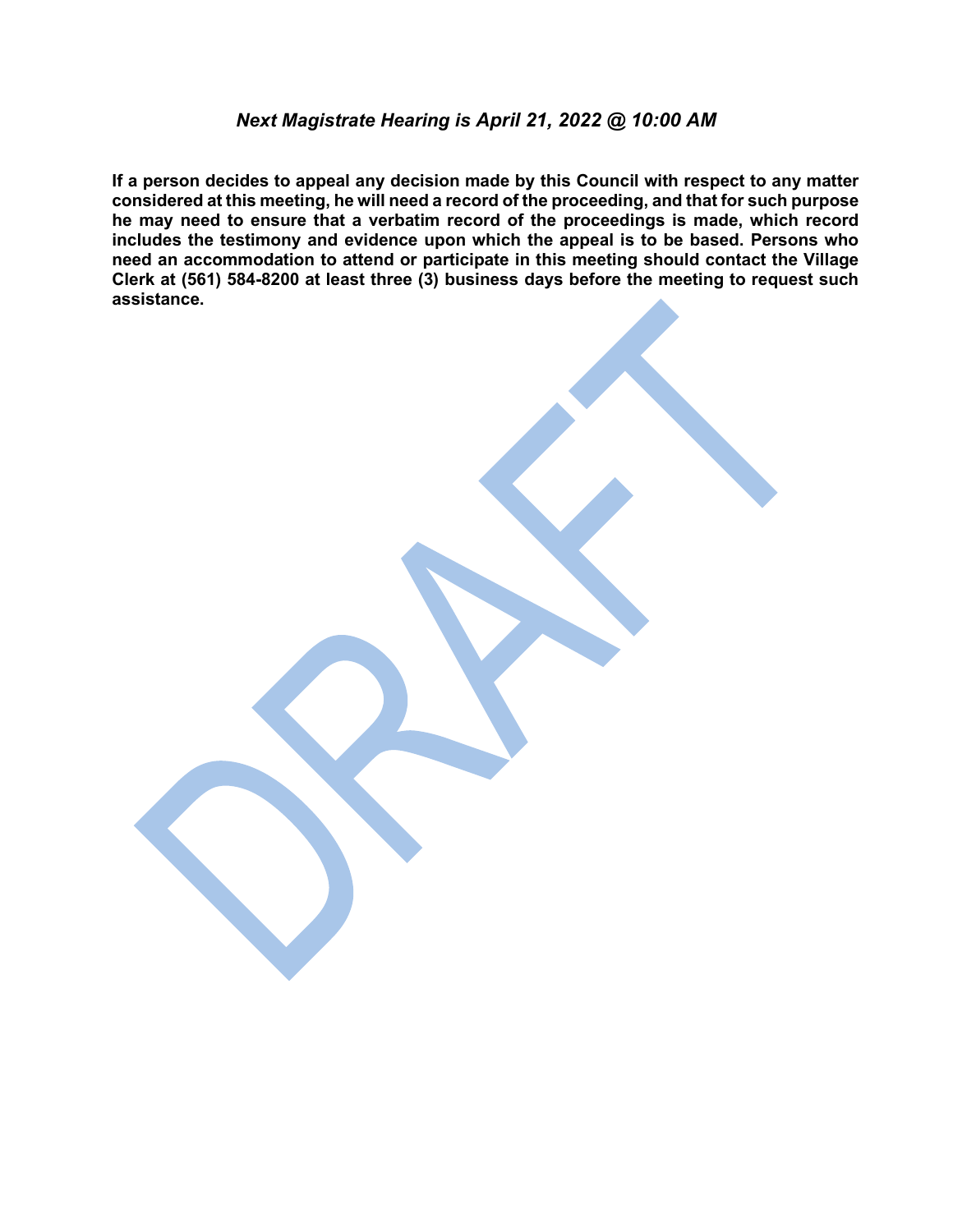***Next Magistrate Hearing is April 21, 2022 @ 10:00 AM***

**If a person decides to appeal any decision made by this Council with respect to any matter considered at this meeting, he will need a record of the proceeding, and that for such purpose he may need to ensure that a verbatim record of the proceedings is made, which record includes the testimony and evidence upon which the appeal is to be based. Persons who need an accommodation to attend or participate in this meeting should contact the Village Clerk at (561) 584-8200 at least three (3) business days before the meeting to request such assistance.**

DRAFT